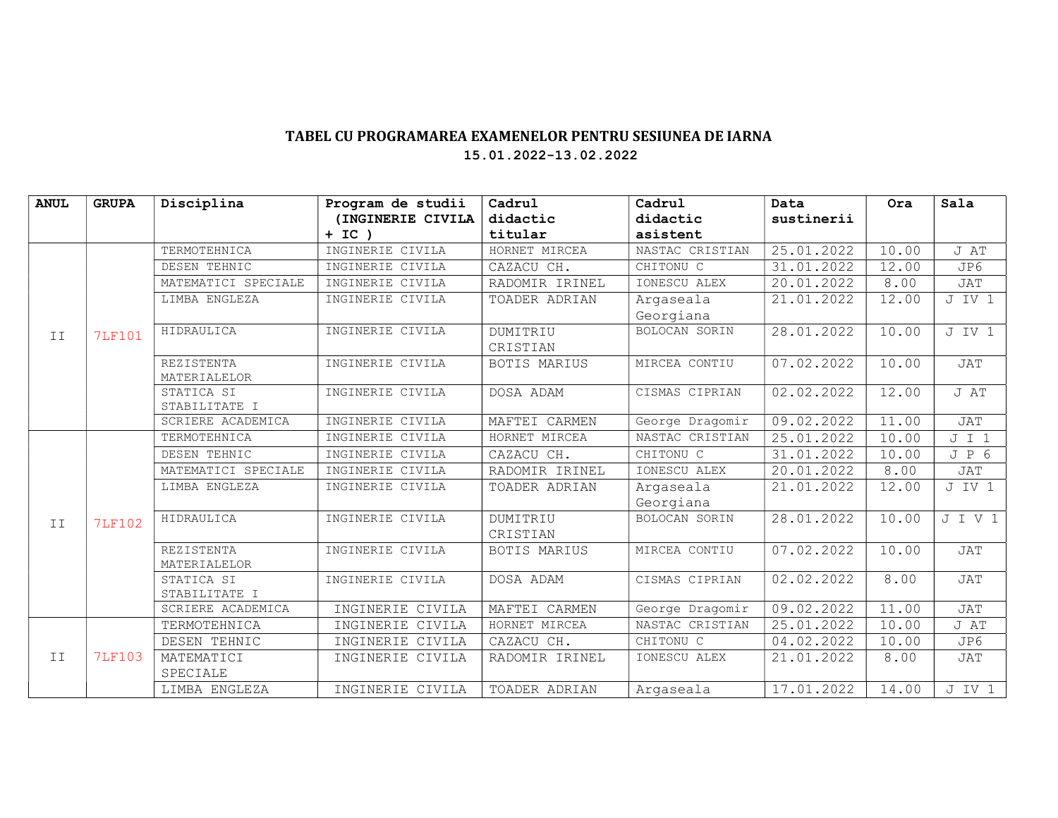# TABEL CU PROGRAMAREA EXAMENELOR PENTRU SESIUNEA DE IARNA

## 15.01.2022-13.02.2022

| ANUL | GRUPA | Disciplina | Program de studii (INGINERIE CIVILA + IC ) | Cadrul didactic titular | Cadrul didactic asistent | Data sustinerii | Ora | Sala |
|---|---|---|---|---|---|---|---|---|
| II | 7LF101 | TERMOTEHNICA | INGINERIE CIVILA | HORNET MIRCEA | NASTAC CRISTIAN | 25.01.2022 | 10.00 | J AT |
| | | DESEN TEHNIC | INGINERIE CIVILA | CAZACU CH. | CHITONU C | 31.01.2022 | 12.00 | JP6 |
| | | MATEMATICI SPECIALE | INGINERIE CIVILA | RADOMIR IRINEL | IONESCU ALEX | 20.01.2022 | 8.00 | JAT |
| | | LIMBA ENGLEZA | INGINERIE CIVILA | TOADER ADRIAN | Argaseala Georgiana | 21.01.2022 | 12.00 | J IV 1 |
| | | HIDRAULICA | INGINERIE CIVILA | DUMITRIU CRISTIAN | BOLOCAN SORIN | 28.01.2022 | 10.00 | J IV 1 |
| | | REZISTENTA MATERIALELOR | INGINERIE CIVILA | BOTIS MARIUS | MIRCEA CONTIU | 07.02.2022 | 10.00 | JAT |
| | | STATICA SI STABILITATE I | INGINERIE CIVILA | DOSA ADAM | CISMAS CIPRIAN | 02.02.2022 | 12.00 | J AT |
| | | SCRIERE ACADEMICA | INGINERIE CIVILA | MAFTEI CARMEN | George Dragomir | 09.02.2022 | 11.00 | JAT |
| II | 7LF102 | TERMOTEHNICA | INGINERIE CIVILA | HORNET MIRCEA | NASTAC CRISTIAN | 25.01.2022 | 10.00 | J I 1 |
| | | DESEN TEHNIC | INGINERIE CIVILA | CAZACU CH. | CHITONU C | 31.01.2022 | 10.00 | J P 6 |
| | | MATEMATICI SPECIALE | INGINERIE CIVILA | RADOMIR IRINEL | IONESCU ALEX | 20.01.2022 | 8.00 | JAT |
| | | LIMBA ENGLEZA | INGINERIE CIVILA | TOADER ADRIAN | Argaseala Georgiana | 21.01.2022 | 12.00 | J IV 1 |
| | | HIDRAULICA | INGINERIE CIVILA | DUMITRIU CRISTIAN | BOLOCAN SORIN | 28.01.2022 | 10.00 | J I V 1 |
| | | REZISTENTA MATERIALELOR | INGINERIE CIVILA | BOTIS MARIUS | MIRCEA CONTIU | 07.02.2022 | 10.00 | JAT |
| | | STATICA SI STABILITATE I | INGINERIE CIVILA | DOSA ADAM | CISMAS CIPRIAN | 02.02.2022 | 8.00 | JAT |
| | | SCRIERE ACADEMICA | INGINERIE CIVILA | MAFTEI CARMEN | George Dragomir | 09.02.2022 | 11.00 | JAT |
| II | 7LF103 | TERMOTEHNICA | INGINERIE CIVILA | HORNET MIRCEA | NASTAC CRISTIAN | 25.01.2022 | 10.00 | J AT |
| | | DESEN TEHNIC | INGINERIE CIVILA | CAZACU CH. | CHITONU C | 04.02.2022 | 10.00 | JP6 |
| | | MATEMATICI SPECIALE | INGINERIE CIVILA | RADOMIR IRINEL | IONESCU ALEX | 21.01.2022 | 8.00 | JAT |
| | | LIMBA ENGLEZA | INGINERIE CIVILA | TOADER ADRIAN | Argaseala | 17.01.2022 | 14.00 | J IV 1 |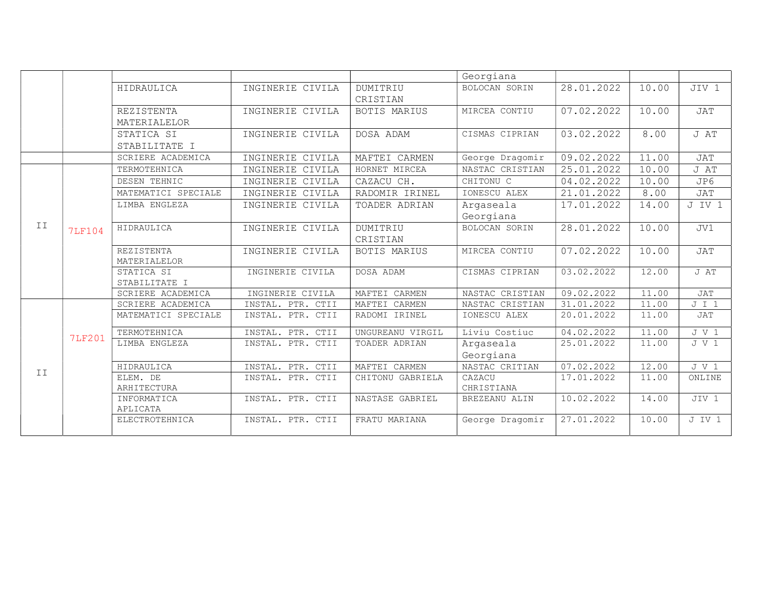| | | | | | | | | |
|---|---|---|---|---|---|---|---|---|
| | | | | | Georgiana | | | |
| | | HIDRAULICA | INGINERIE CIVILA | DUMITRIU CRISTIAN | BOLOCAN SORIN | 28.01.2022 | 10.00 | JIV 1 |
| | | REZISTENTA MATERIALELOR | INGINERIE CIVILA | BOTIS MARIUS | MIRCEA CONTIU | 07.02.2022 | 10.00 | JAT |
| | | STATICA SI STABILITATE I | INGINERIE CIVILA | DOSA ADAM | CISMAS CIPRIAN | 03.02.2022 | 8.00 | J AT |
| | | SCRIERE ACADEMICA | INGINERIE CIVILA | MAFTEI CARMEN | George Dragomir | 09.02.2022 | 11.00 | JAT |
| II | 7LF104 | TERMOTEHNICA | INGINERIE CIVILA | HORNET MIRCEA | NASTAC CRISTIAN | 25.01.2022 | 10.00 | J AT |
| | | DESEN TEHNIC | INGINERIE CIVILA | CAZACU CH. | CHITONU C | 04.02.2022 | 10.00 | JP6 |
| | | MATEMATICI SPECIALE | INGINERIE CIVILA | RADOMIR IRINEL | IONESCU ALEX | 21.01.2022 | 8.00 | JAT |
| | | LIMBA ENGLEZA | INGINERIE CIVILA | TOADER ADRIAN | Argaseala Georgiana | 17.01.2022 | 14.00 | J IV 1 |
| | | HIDRAULICA | INGINERIE CIVILA | DUMITRIU CRISTIAN | BOLOCAN SORIN | 28.01.2022 | 10.00 | JV1 |
| | | REZISTENTA MATERIALELOR | INGINERIE CIVILA | BOTIS MARIUS | MIRCEA CONTIU | 07.02.2022 | 10.00 | JAT |
| | | STATICA SI STABILITATE I | INGINERIE CIVILA | DOSA ADAM | CISMAS CIPRIAN | 03.02.2022 | 12.00 | J AT |
| | | SCRIERE ACADEMICA | INGINERIE CIVILA | MAFTEI CARMEN | NASTAC CRISTIAN | 09.02.2022 | 11.00 | JAT |
| II | 7LF201 | SCRIERE ACADEMICA | INSTAL. PTR. CTII | MAFTEI CARMEN | NASTAC CRISTIAN | 31.01.2022 | 11.00 | J I 1 |
| | | MATEMATICI SPECIALE | INSTAL. PTR. CTII | RADOMI IRINEL | IONESCU ALEX | 20.01.2022 | 11.00 | JAT |
| | | TERMOTEHNICA | INSTAL. PTR. CTII | UNGUREANU VIRGIL | Liviu Costiuc | 04.02.2022 | 11.00 | J V 1 |
| | | LIMBA ENGLEZA | INSTAL. PTR. CTII | TOADER ADRIAN | Argaseala Georgiana | 25.01.2022 | 11.00 | J V 1 |
| | | HIDRAULICA | INSTAL. PTR. CTII | MAFTEI CARMEN | NASTAC CRITIAN | 07.02.2022 | 12.00 | J V 1 |
| | | ELEM. DE ARHITECTURA | INSTAL. PTR. CTII | CHITONU GABRIELA | CAZACU CHRISTIANA | 17.01.2022 | 11.00 | ONLINE |
| | | INFORMATICA APLICATA | INSTAL. PTR. CTII | NASTASE GABRIEL | BREZEANU ALIN | 10.02.2022 | 14.00 | JIV 1 |
| | | ELECTROTEHNICA | INSTAL. PTR. CTII | FRATU MARIANA | George Dragomir | 27.01.2022 | 10.00 | J IV 1 |